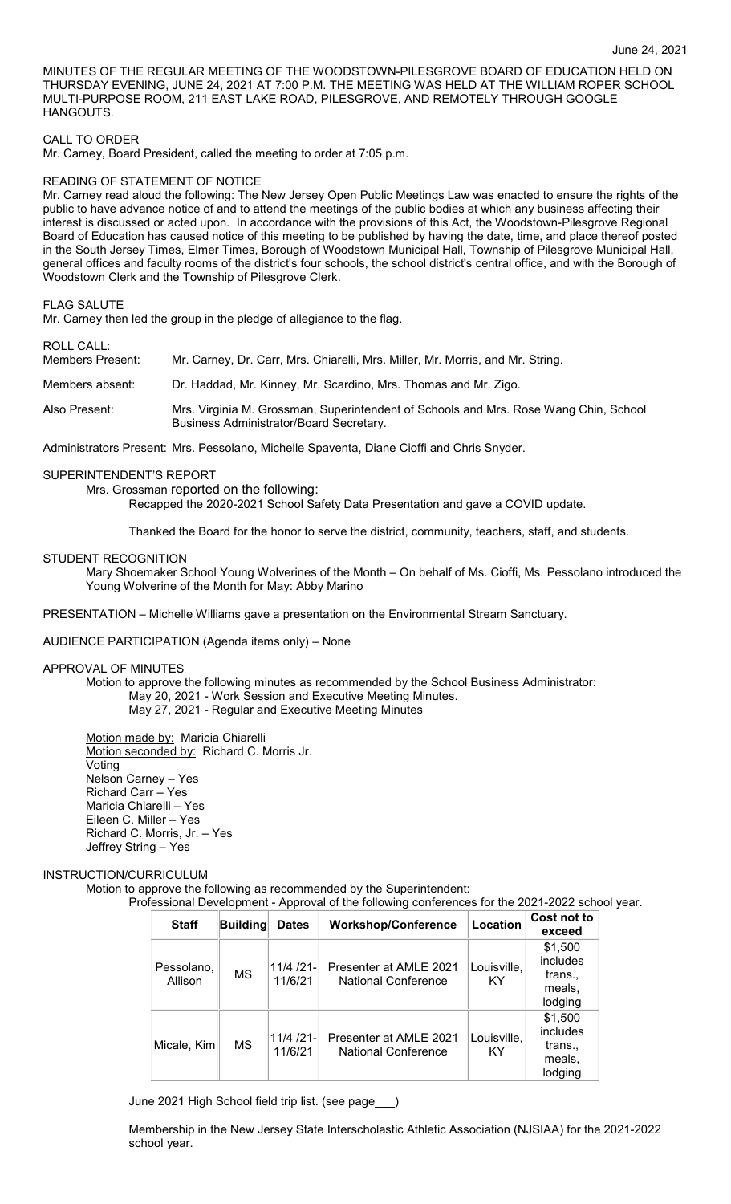June 24, 2021

MINUTES OF THE REGULAR MEETING OF THE WOODSTOWN-PILESGROVE BOARD OF EDUCATION HELD ON THURSDAY EVENING, JUNE 24, 2021 AT 7:00 P.M. THE MEETING WAS HELD AT THE WILLIAM ROPER SCHOOL MULTI-PURPOSE ROOM, 211 EAST LAKE ROAD, PILESGROVE, AND REMOTELY THROUGH GOOGLE HANGOUTS.

CALL TO ORDER

Mr. Carney, Board President, called the meeting to order at 7:05 p.m.

READING OF STATEMENT OF NOTICE

Mr. Carney read aloud the following: The New Jersey Open Public Meetings Law was enacted to ensure the rights of the public to have advance notice of and to attend the meetings of the public bodies at which any business affecting their interest is discussed or acted upon. In accordance with the provisions of this Act, the Woodstown-Pilesgrove Regional Board of Education has caused notice of this meeting to be published by having the date, time, and place thereof posted in the South Jersey Times, Elmer Times, Borough of Woodstown Municipal Hall, Township of Pilesgrove Municipal Hall, general offices and faculty rooms of the district's four schools, the school district's central office, and with the Borough of Woodstown Clerk and the Township of Pilesgrove Clerk.

FLAG SALUTE

Mr. Carney then led the group in the pledge of allegiance to the flag.

ROLL CALL:

Members Present: Mr. Carney, Dr. Carr, Mrs. Chiarelli, Mrs. Miller, Mr. Morris, and Mr. String.

Members absent: Dr. Haddad, Mr. Kinney, Mr. Scardino, Mrs. Thomas and Mr. Zigo.

Also Present: Mrs. Virginia M. Grossman, Superintendent of Schools and Mrs. Rose Wang Chin, School Business Administrator/Board Secretary.

Administrators Present: Mrs. Pessolano, Michelle Spaventa, Diane Cioffi and Chris Snyder.

SUPERINTENDENT'S REPORT

Mrs. Grossman reported on the following:

Recapped the 2020-2021 School Safety Data Presentation and gave a COVID update.

Thanked the Board for the honor to serve the district, community, teachers, staff, and students.

STUDENT RECOGNITION

Mary Shoemaker School Young Wolverines of the Month – On behalf of Ms. Cioffi, Ms. Pessolano introduced the Young Wolverine of the Month for May: Abby Marino

PRESENTATION – Michelle Williams gave a presentation on the Environmental Stream Sanctuary.

AUDIENCE PARTICIPATION (Agenda items only) – None

APPROVAL OF MINUTES

Motion to approve the following minutes as recommended by the School Business Administrator:

May 20, 2021 - Work Session and Executive Meeting Minutes.

May 27, 2021 - Regular and Executive Meeting Minutes

Motion made by: Maricia Chiarelli
Motion seconded by: Richard C. Morris Jr.
Voting
Nelson Carney – Yes
Richard Carr – Yes
Maricia Chiarelli – Yes
Eileen C. Miller – Yes
Richard C. Morris, Jr. – Yes
Jeffrey String – Yes

INSTRUCTION/CURRICULUM

Motion to approve the following as recommended by the Superintendent:

Professional Development - Approval of the following conferences for the 2021-2022 school year.

| Staff | Building | Dates | Workshop/Conference | Location | Cost not to exceed |
|---|---|---|---|---|---|
| Pessolano, Allison | MS | 11/4 /21-11/6/21 | Presenter at AMLE 2021 National Conference | Louisville, KY | $1,500 includes trans., meals, lodging |
| Micale, Kim | MS | 11/4 /21-11/6/21 | Presenter at AMLE 2021 National Conference | Louisville, KY | $1,500 includes trans., meals, lodging |

June 2021 High School field trip list. (see page___)

Membership in the New Jersey State Interscholastic Athletic Association (NJSIAA) for the 2021-2022 school year.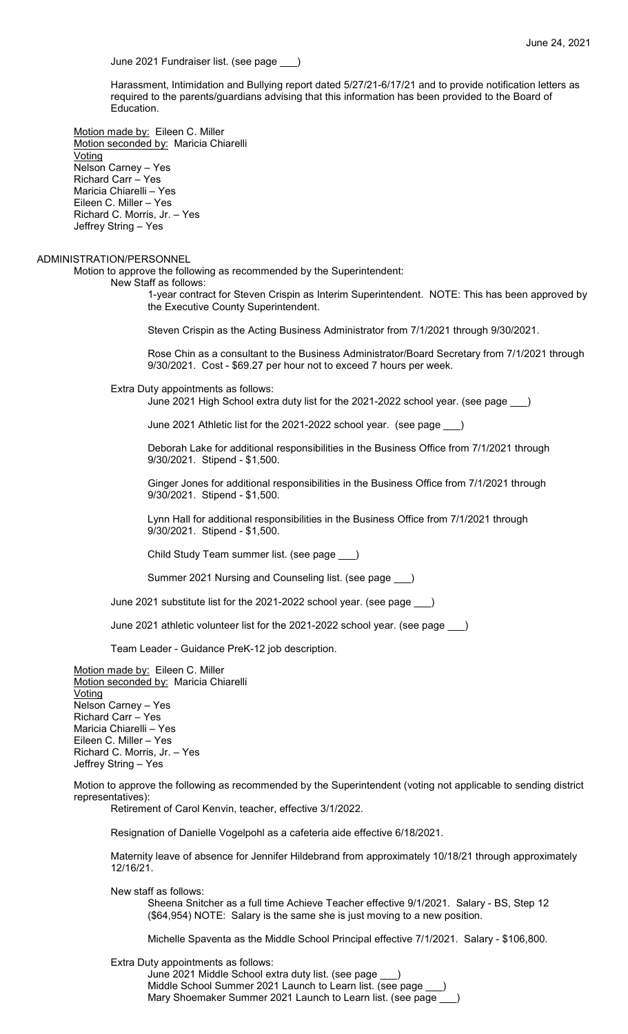June 2021 Fundraiser list. (see page ___)

Harassment, Intimidation and Bullying report dated 5/27/21-6/17/21 and to provide notification letters as required to the parents/guardians advising that this information has been provided to the Board of Education.

Motion made by: Eileen C. Miller
Motion seconded by: Maricia Chiarelli
Voting
Nelson Carney – Yes
Richard Carr – Yes
Maricia Chiarelli – Yes
Eileen C. Miller – Yes
Richard C. Morris, Jr. – Yes
Jeffrey String – Yes

ADMINISTRATION/PERSONNEL

Motion to approve the following as recommended by the Superintendent:

New Staff as follows:

1-year contract for Steven Crispin as Interim Superintendent. NOTE: This has been approved by the Executive County Superintendent.

Steven Crispin as the Acting Business Administrator from 7/1/2021 through 9/30/2021.

Rose Chin as a consultant to the Business Administrator/Board Secretary from 7/1/2021 through 9/30/2021. Cost - $69.27 per hour not to exceed 7 hours per week.

Extra Duty appointments as follows:

June 2021 High School extra duty list for the 2021-2022 school year. (see page ___)

June 2021 Athletic list for the 2021-2022 school year. (see page ___)

Deborah Lake for additional responsibilities in the Business Office from 7/1/2021 through 9/30/2021. Stipend - $1,500.

Ginger Jones for additional responsibilities in the Business Office from 7/1/2021 through 9/30/2021. Stipend - $1,500.

Lynn Hall for additional responsibilities in the Business Office from 7/1/2021 through 9/30/2021. Stipend - $1,500.

Child Study Team summer list. (see page ___)

Summer 2021 Nursing and Counseling list. (see page ___)

June 2021 substitute list for the 2021-2022 school year. (see page ___)

June 2021 athletic volunteer list for the 2021-2022 school year. (see page ___)

Team Leader - Guidance PreK-12 job description.

Motion made by: Eileen C. Miller
Motion seconded by: Maricia Chiarelli
Voting
Nelson Carney – Yes
Richard Carr – Yes
Maricia Chiarelli – Yes
Eileen C. Miller – Yes
Richard C. Morris, Jr. – Yes
Jeffrey String – Yes

Motion to approve the following as recommended by the Superintendent (voting not applicable to sending district representatives):

Retirement of Carol Kenvin, teacher, effective 3/1/2022.

Resignation of Danielle Vogelpohl as a cafeteria aide effective 6/18/2021.

Maternity leave of absence for Jennifer Hildebrand from approximately 10/18/21 through approximately 12/16/21.

New staff as follows:

Sheena Snitcher as a full time Achieve Teacher effective 9/1/2021. Salary - BS, Step 12 ($64,954) NOTE: Salary is the same she is just moving to a new position.

Michelle Spaventa as the Middle School Principal effective 7/1/2021. Salary - $106,800.

Extra Duty appointments as follows:

June 2021 Middle School extra duty list. (see page ___)
Middle School Summer 2021 Launch to Learn list. (see page ___)
Mary Shoemaker Summer 2021 Launch to Learn list. (see page ___)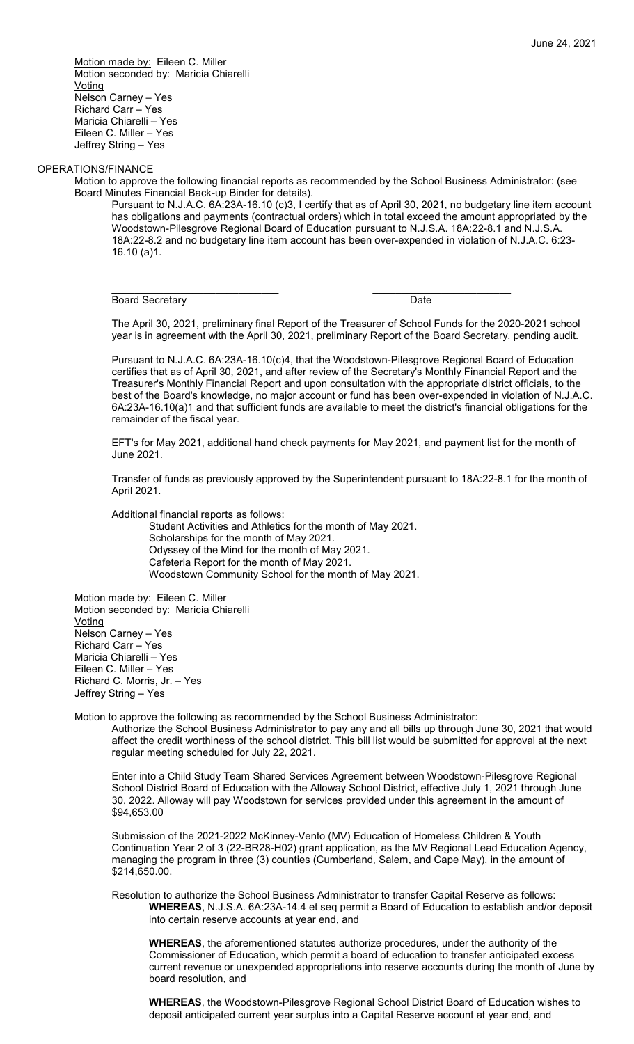Motion made by: Eileen C. Miller
Motion seconded by: Maricia Chiarelli
Voting
Nelson Carney – Yes
Richard Carr – Yes
Maricia Chiarelli – Yes
Eileen C. Miller – Yes
Jeffrey String – Yes

OPERATIONS/FINANCE

Motion to approve the following financial reports as recommended by the School Business Administrator: (see Board Minutes Financial Back-up Binder for details).

Pursuant to N.J.A.C. 6A:23A-16.10 (c)3, I certify that as of April 30, 2021, no budgetary line item account has obligations and payments (contractual orders) which in total exceed the amount appropriated by the Woodstown-Pilesgrove Regional Board of Education pursuant to N.J.S.A. 18A:22-8.1 and N.J.S.A. 18A:22-8.2 and no budgetary line item account has been over-expended in violation of N.J.A.C. 6:23-16.10 (a)1.

\_\_\_\_\_\_\_\_\_\_\_\_\_\_\_\_\_\_\_\_\_\_\_\_\_\_\_\_\_ \_\_\_\_\_\_\_\_\_\_\_\_\_\_\_\_\_\_\_\_\_\_\_\_
Board Secretary Date

The April 30, 2021, preliminary final Report of the Treasurer of School Funds for the 2020-2021 school year is in agreement with the April 30, 2021, preliminary Report of the Board Secretary, pending audit.

Pursuant to N.J.A.C. 6A:23A-16.10(c)4, that the Woodstown-Pilesgrove Regional Board of Education certifies that as of April 30, 2021, and after review of the Secretary's Monthly Financial Report and the Treasurer's Monthly Financial Report and upon consultation with the appropriate district officials, to the best of the Board's knowledge, no major account or fund has been over-expended in violation of N.J.A.C. 6A:23A-16.10(a)1 and that sufficient funds are available to meet the district's financial obligations for the remainder of the fiscal year.

EFT's for May 2021, additional hand check payments for May 2021, and payment list for the month of June 2021.

Transfer of funds as previously approved by the Superintendent pursuant to 18A:22-8.1 for the month of April 2021.

Additional financial reports as follows:
- Student Activities and Athletics for the month of May 2021.
- Scholarships for the month of May 2021.
- Odyssey of the Mind for the month of May 2021.
- Cafeteria Report for the month of May 2021.
- Woodstown Community School for the month of May 2021.

Motion made by: Eileen C. Miller
Motion seconded by: Maricia Chiarelli
Voting
Nelson Carney – Yes
Richard Carr – Yes
Maricia Chiarelli – Yes
Eileen C. Miller – Yes
Richard C. Morris, Jr. – Yes
Jeffrey String – Yes

Motion to approve the following as recommended by the School Business Administrator:

Authorize the School Business Administrator to pay any and all bills up through June 30, 2021 that would affect the credit worthiness of the school district. This bill list would be submitted for approval at the next regular meeting scheduled for July 22, 2021.

Enter into a Child Study Team Shared Services Agreement between Woodstown-Pilesgrove Regional School District Board of Education with the Alloway School District, effective July 1, 2021 through June 30, 2022. Alloway will pay Woodstown for services provided under this agreement in the amount of $94,653.00

Submission of the 2021-2022 McKinney-Vento (MV) Education of Homeless Children & Youth Continuation Year 2 of 3 (22-BR28-H02) grant application, as the MV Regional Lead Education Agency, managing the program in three (3) counties (Cumberland, Salem, and Cape May), in the amount of $214,650.00.

Resolution to authorize the School Business Administrator to transfer Capital Reserve as follows:

**WHEREAS**, N.J.S.A. 6A:23A-14.4 et seq permit a Board of Education to establish and/or deposit into certain reserve accounts at year end, and

**WHEREAS**, the aforementioned statutes authorize procedures, under the authority of the Commissioner of Education, which permit a board of education to transfer anticipated excess current revenue or unexpended appropriations into reserve accounts during the month of June by board resolution, and

**WHEREAS**, the Woodstown-Pilesgrove Regional School District Board of Education wishes to deposit anticipated current year surplus into a Capital Reserve account at year end, and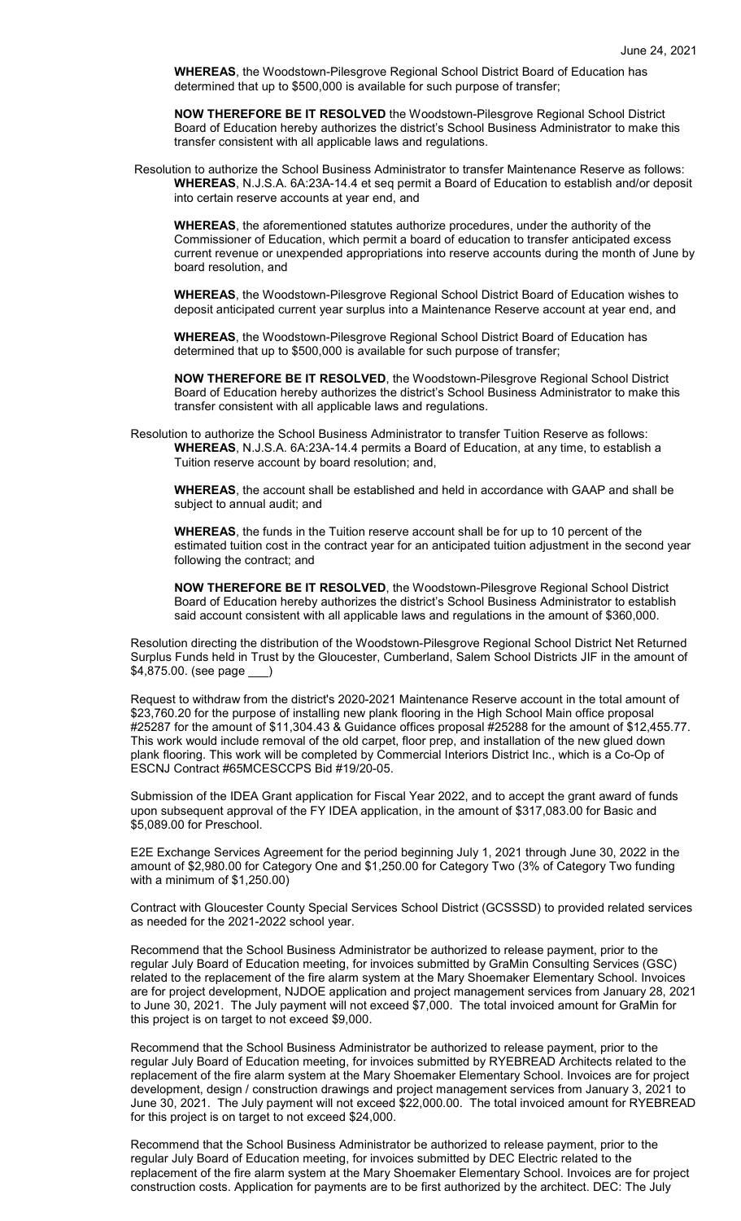**WHEREAS**, the Woodstown-Pilesgrove Regional School District Board of Education has determined that up to $500,000 is available for such purpose of transfer;

**NOW THEREFORE BE IT RESOLVED** the Woodstown-Pilesgrove Regional School District Board of Education hereby authorizes the district's School Business Administrator to make this transfer consistent with all applicable laws and regulations.

Resolution to authorize the School Business Administrator to transfer Maintenance Reserve as follows:

**WHEREAS**, N.J.S.A. 6A:23A-14.4 et seq permit a Board of Education to establish and/or deposit into certain reserve accounts at year end, and

**WHEREAS**, the aforementioned statutes authorize procedures, under the authority of the Commissioner of Education, which permit a board of education to transfer anticipated excess current revenue or unexpended appropriations into reserve accounts during the month of June by board resolution, and

**WHEREAS**, the Woodstown-Pilesgrove Regional School District Board of Education wishes to deposit anticipated current year surplus into a Maintenance Reserve account at year end, and

**WHEREAS**, the Woodstown-Pilesgrove Regional School District Board of Education has determined that up to $500,000 is available for such purpose of transfer;

**NOW THEREFORE BE IT RESOLVED**, the Woodstown-Pilesgrove Regional School District Board of Education hereby authorizes the district's School Business Administrator to make this transfer consistent with all applicable laws and regulations.

Resolution to authorize the School Business Administrator to transfer Tuition Reserve as follows:

**WHEREAS**, N.J.S.A. 6A:23A-14.4 permits a Board of Education, at any time, to establish a Tuition reserve account by board resolution; and,

**WHEREAS**, the account shall be established and held in accordance with GAAP and shall be subject to annual audit; and

**WHEREAS**, the funds in the Tuition reserve account shall be for up to 10 percent of the estimated tuition cost in the contract year for an anticipated tuition adjustment in the second year following the contract; and

**NOW THEREFORE BE IT RESOLVED**, the Woodstown-Pilesgrove Regional School District Board of Education hereby authorizes the district's School Business Administrator to establish said account consistent with all applicable laws and regulations in the amount of $360,000.

Resolution directing the distribution of the Woodstown-Pilesgrove Regional School District Net Returned Surplus Funds held in Trust by the Gloucester, Cumberland, Salem School Districts JIF in the amount of $4,875.00. (see page ___)

Request to withdraw from the district's 2020-2021 Maintenance Reserve account in the total amount of $23,760.20 for the purpose of installing new plank flooring in the High School Main office proposal #25287 for the amount of $11,304.43 & Guidance offices proposal #25288 for the amount of $12,455.77. This work would include removal of the old carpet, floor prep, and installation of the new glued down plank flooring. This work will be completed by Commercial Interiors District Inc., which is a Co-Op of ESCNJ Contract #65MCESCCPS Bid #19/20-05.

Submission of the IDEA Grant application for Fiscal Year 2022, and to accept the grant award of funds upon subsequent approval of the FY IDEA application, in the amount of $317,083.00 for Basic and $5,089.00 for Preschool.

E2E Exchange Services Agreement for the period beginning July 1, 2021 through June 30, 2022 in the amount of $2,980.00 for Category One and $1,250.00 for Category Two (3% of Category Two funding with a minimum of $1,250.00)

Contract with Gloucester County Special Services School District (GCSSSD) to provided related services as needed for the 2021-2022 school year.

Recommend that the School Business Administrator be authorized to release payment, prior to the regular July Board of Education meeting, for invoices submitted by GraMin Consulting Services (GSC) related to the replacement of the fire alarm system at the Mary Shoemaker Elementary School. Invoices are for project development, NJDOE application and project management services from January 28, 2021 to June 30, 2021. The July payment will not exceed $7,000. The total invoiced amount for GraMin for this project is on target to not exceed $9,000.

Recommend that the School Business Administrator be authorized to release payment, prior to the regular July Board of Education meeting, for invoices submitted by RYEBREAD Architects related to the replacement of the fire alarm system at the Mary Shoemaker Elementary School. Invoices are for project development, design / construction drawings and project management services from January 3, 2021 to June 30, 2021. The July payment will not exceed $22,000.00. The total invoiced amount for RYEBREAD for this project is on target to not exceed $24,000.

Recommend that the School Business Administrator be authorized to release payment, prior to the regular July Board of Education meeting, for invoices submitted by DEC Electric related to the replacement of the fire alarm system at the Mary Shoemaker Elementary School. Invoices are for project construction costs. Application for payments are to be first authorized by the architect. DEC: The July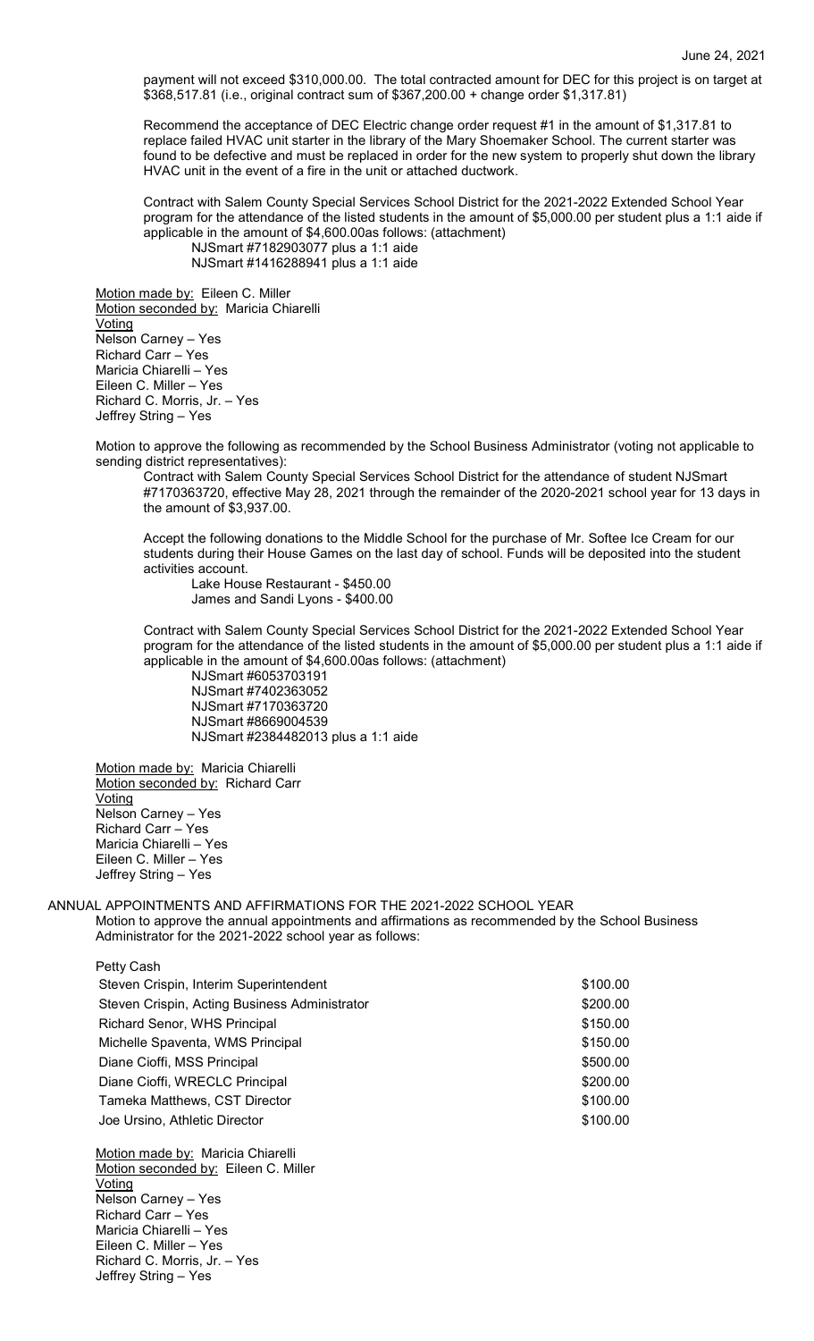payment will not exceed $310,000.00. The total contracted amount for DEC for this project is on target at $368,517.81 (i.e., original contract sum of $367,200.00 + change order $1,317.81)

Recommend the acceptance of DEC Electric change order request #1 in the amount of $1,317.81 to replace failed HVAC unit starter in the library of the Mary Shoemaker School. The current starter was found to be defective and must be replaced in order for the new system to properly shut down the library HVAC unit in the event of a fire in the unit or attached ductwork.

Contract with Salem County Special Services School District for the 2021-2022 Extended School Year program for the attendance of the listed students in the amount of $5,000.00 per student plus a 1:1 aide if applicable in the amount of $4,600.00as follows: (attachment)

NJSmart #7182903077 plus a 1:1 aide
NJSmart #1416288941 plus a 1:1 aide

Motion made by: Eileen C. Miller
Motion seconded by: Maricia Chiarelli
Voting
Nelson Carney – Yes
Richard Carr – Yes
Maricia Chiarelli – Yes
Eileen C. Miller – Yes
Richard C. Morris, Jr. – Yes
Jeffrey String – Yes

Motion to approve the following as recommended by the School Business Administrator (voting not applicable to sending district representatives):

Contract with Salem County Special Services School District for the attendance of student NJSmart #7170363720, effective May 28, 2021 through the remainder of the 2020-2021 school year for 13 days in the amount of $3,937.00.

Accept the following donations to the Middle School for the purchase of Mr. Softee Ice Cream for our students during their House Games on the last day of school. Funds will be deposited into the student activities account.

Lake House Restaurant - $450.00
James and Sandi Lyons - $400.00

Contract with Salem County Special Services School District for the 2021-2022 Extended School Year program for the attendance of the listed students in the amount of $5,000.00 per student plus a 1:1 aide if applicable in the amount of $4,600.00as follows: (attachment)

NJSmart #6053703191
NJSmart #7402363052
NJSmart #7170363720
NJSmart #8669004539
NJSmart #2384482013 plus a 1:1 aide

Motion made by: Maricia Chiarelli
Motion seconded by: Richard Carr
Voting
Nelson Carney – Yes
Richard Carr – Yes
Maricia Chiarelli – Yes
Eileen C. Miller – Yes
Jeffrey String – Yes

## ANNUAL APPOINTMENTS AND AFFIRMATIONS FOR THE 2021-2022 SCHOOL YEAR

Motion to approve the annual appointments and affirmations as recommended by the School Business Administrator for the 2021-2022 school year as follows:

| Petty Cash | |
|---|---|
| Steven Crispin, Interim Superintendent | $100.00 |
| Steven Crispin, Acting Business Administrator | $200.00 |
| Richard Senor, WHS Principal | $150.00 |
| Michelle Spaventa, WMS Principal | $150.00 |
| Diane Cioffi, MSS Principal | $500.00 |
| Diane Cioffi, WRECLC Principal | $200.00 |
| Tameka Matthews, CST Director | $100.00 |
| Joe Ursino, Athletic Director | $100.00 |

Motion made by: Maricia Chiarelli
Motion seconded by: Eileen C. Miller
Voting
Nelson Carney – Yes
Richard Carr – Yes
Maricia Chiarelli – Yes
Eileen C. Miller – Yes
Richard C. Morris, Jr. – Yes
Jeffrey String – Yes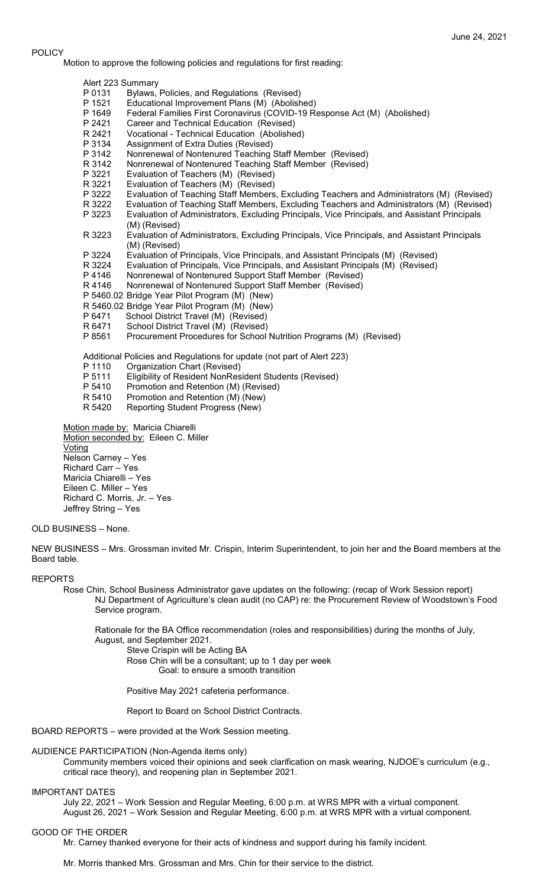June 24, 2021

POLICY

Motion to approve the following policies and regulations for first reading:

Alert 223 Summary

- P 0131 Bylaws, Policies, and Regulations (Revised)
- P 1521 Educational Improvement Plans (M) (Abolished)
- P 1649 Federal Families First Coronavirus (COVID-19 Response Act (M) (Abolished)
- P 2421 Career and Technical Education (Revised)
- R 2421 Vocational - Technical Education (Abolished)
- P 3134 Assignment of Extra Duties (Revised)
- P 3142 Nonrenewal of Nontenured Teaching Staff Member (Revised)
- R 3142 Nonrenewal of Nontenured Teaching Staff Member (Revised)
- P 3221 Evaluation of Teachers (M) (Revised)
- R 3221 Evaluation of Teachers (M) (Revised)
- P 3222 Evaluation of Teaching Staff Members, Excluding Teachers and Administrators (M) (Revised)
- R 3222 Evaluation of Teaching Staff Members, Excluding Teachers and Administrators (M) (Revised)
- P 3223 Evaluation of Administrators, Excluding Principals, Vice Principals, and Assistant Principals (M) (Revised)
- R 3223 Evaluation of Administrators, Excluding Principals, Vice Principals, and Assistant Principals (M) (Revised)
- P 3224 Evaluation of Principals, Vice Principals, and Assistant Principals (M) (Revised)
- R 3224 Evaluation of Principals, Vice Principals, and Assistant Principals (M) (Revised)
- P 4146 Nonrenewal of Nontenured Support Staff Member (Revised)
- R 4146 Nonrenewal of Nontenured Support Staff Member (Revised)
- P 5460.02 Bridge Year Pilot Program (M) (New)
- R 5460.02 Bridge Year Pilot Program (M) (New)
- P 6471 School District Travel (M) (Revised)
- R 6471 School District Travel (M) (Revised)
- P 8561 Procurement Procedures for School Nutrition Programs (M) (Revised)

Additional Policies and Regulations for update (not part of Alert 223)

- P 1110 Organization Chart (Revised)
- P 5111 Eligibility of Resident NonResident Students (Revised)
- P 5410 Promotion and Retention (M) (Revised)
- R 5410 Promotion and Retention (M) (New)
- R 5420 Reporting Student Progress (New)

Motion made by: Maricia Chiarelli
Motion seconded by: Eileen C. Miller
Voting
Nelson Carney – Yes
Richard Carr – Yes
Maricia Chiarelli – Yes
Eileen C. Miller – Yes
Richard C. Morris, Jr. – Yes
Jeffrey String – Yes

OLD BUSINESS – None.

NEW BUSINESS – Mrs. Grossman invited Mr. Crispin, Interim Superintendent, to join her and the Board members at the Board table.

REPORTS

Rose Chin, School Business Administrator gave updates on the following: (recap of Work Session report)
NJ Department of Agriculture's clean audit (no CAP) re: the Procurement Review of Woodstown's Food Service program.

Rationale for the BA Office recommendation (roles and responsibilities) during the months of July, August, and September 2021.
Steve Crispin will be Acting BA
Rose Chin will be a consultant; up to 1 day per week
Goal: to ensure a smooth transition

Positive May 2021 cafeteria performance.

Report to Board on School District Contracts.

BOARD REPORTS – were provided at the Work Session meeting.

AUDIENCE PARTICIPATION (Non-Agenda items only)

Community members voiced their opinions and seek clarification on mask wearing, NJDOE's curriculum (e.g., critical race theory), and reopening plan in September 2021.

IMPORTANT DATES

July 22, 2021 – Work Session and Regular Meeting, 6:00 p.m. at WRS MPR with a virtual component.
August 26, 2021 – Work Session and Regular Meeting, 6:00 p.m. at WRS MPR with a virtual component.

GOOD OF THE ORDER

Mr. Carney thanked everyone for their acts of kindness and support during his family incident.

Mr. Morris thanked Mrs. Grossman and Mrs. Chin for their service to the district.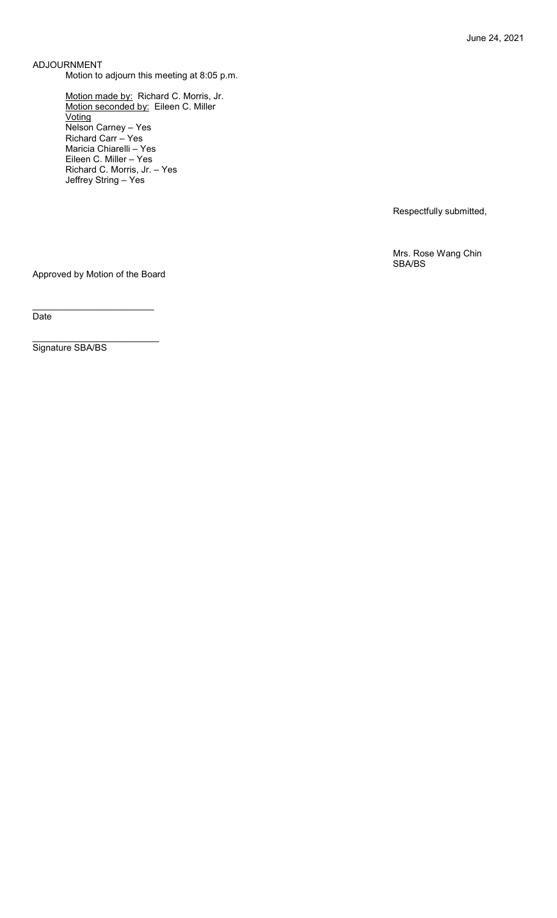June 24, 2021

ADJOURNMENT

Motion to adjourn this meeting at 8:05 p.m.

Motion made by: Richard C. Morris, Jr.
Motion seconded by: Eileen C. Miller
Voting
Nelson Carney – Yes
Richard Carr – Yes
Maricia Chiarelli – Yes
Eileen C. Miller – Yes
Richard C. Morris, Jr. – Yes
Jeffrey String – Yes

Respectfully submitted,

Mrs. Rose Wang Chin
SBA/BS

Approved by Motion of the Board

\_\_\_\_\_\_\_\_\_\_\_\_\_\_\_\_\_\_\_\_\_\_\_\_
Date

\_\_\_\_\_\_\_\_\_\_\_\_\_\_\_\_\_\_\_\_\_\_\_\_
Signature SBA/BS